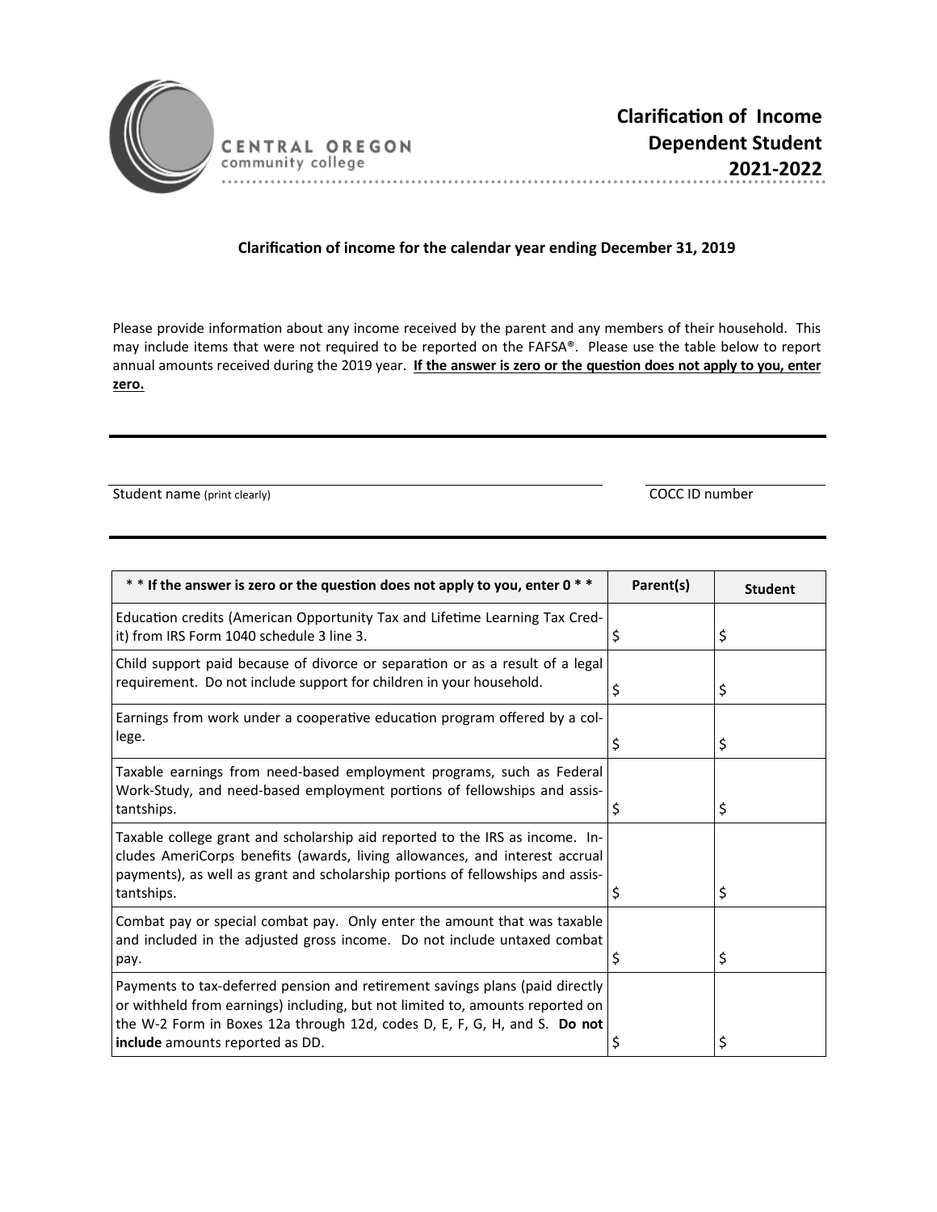CENTRAL OREGON
community college

# Clarification of Income Dependent Student 2021-2022

**Clarification of income for the calendar year ending December 31, 2019**

Please provide information about any income received by the parent and any members of their household. This may include items that were not required to be reported on the FAFSA®. Please use the table below to report annual amounts received during the 2019 year. **If the answer is zero or the question does not apply to you, enter zero.**

Student name (print clearly) ______________________ COCC ID number ______________

| ** If the answer is zero or the question does not apply to you, enter 0 ** | Parent(s) | Student |
|---|---|---|
| Education credits (American Opportunity Tax and Lifetime Learning Tax Credit) from IRS Form 1040 schedule 3 line 3. | $ | $ |
| Child support paid because of divorce or separation or as a result of a legal requirement. Do not include support for children in your household. | $ | $ |
| Earnings from work under a cooperative education program offered by a college. | $ | $ |
| Taxable earnings from need-based employment programs, such as Federal Work-Study, and need-based employment portions of fellowships and assistantships. | $ | $ |
| Taxable college grant and scholarship aid reported to the IRS as income. Includes AmeriCorps benefits (awards, living allowances, and interest accrual payments), as well as grant and scholarship portions of fellowships and assistantships. | $ | $ |
| Combat pay or special combat pay. Only enter the amount that was taxable and included in the adjusted gross income. Do not include untaxed combat pay. | $ | $ |
| Payments to tax-deferred pension and retirement savings plans (paid directly or withheld from earnings) including, but not limited to, amounts reported on the W-2 Form in Boxes 12a through 12d, codes D, E, F, G, H, and S. **Do not include** amounts reported as DD. | $ | $ |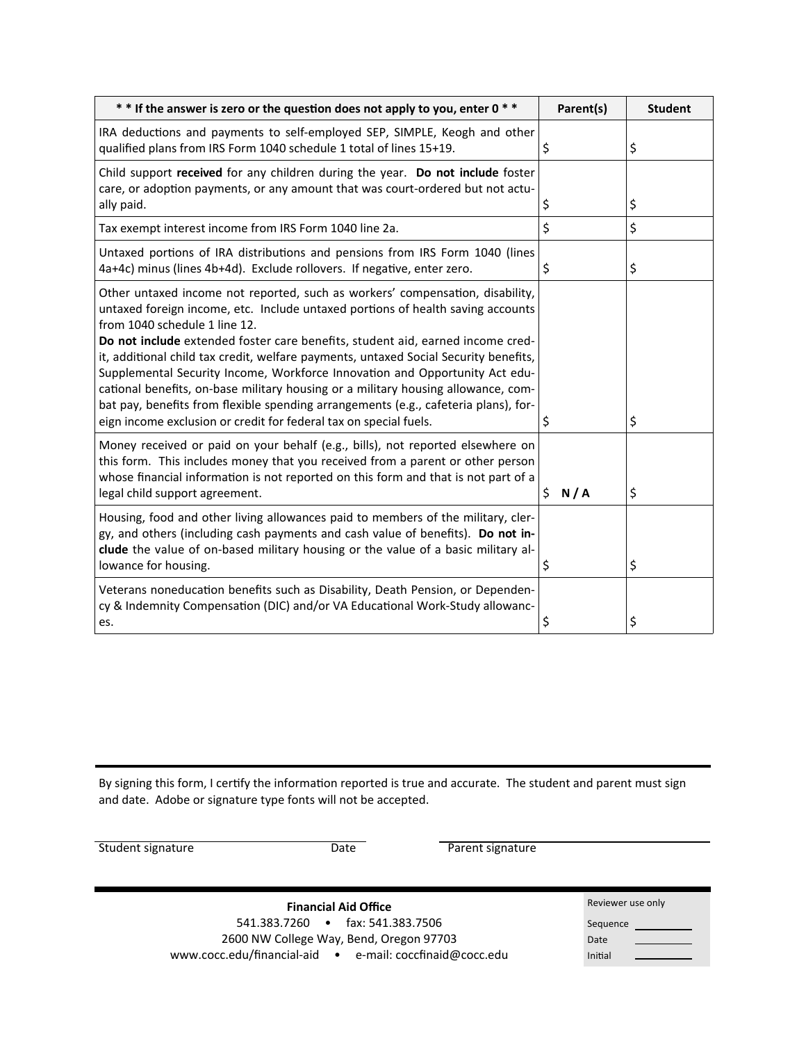| * * If the answer is zero or the question does not apply to you, enter 0 * * | Parent(s) | Student |
|---|---|---|
| IRA deductions and payments to self-employed SEP, SIMPLE, Keogh and other qualified plans from IRS Form 1040 schedule 1 total of lines 15+19. | $ | $ |
| Child support **received** for any children during the year. **Do not include** foster care, or adoption payments, or any amount that was court-ordered but not actually paid. | $ | $ |
| Tax exempt interest income from IRS Form 1040 line 2a. | $ | $ |
| Untaxed portions of IRA distributions and pensions from IRS Form 1040 (lines 4a+4c) minus (lines 4b+4d). Exclude rollovers. If negative, enter zero. | $ | $ |
| Other untaxed income not reported, such as workers' compensation, disability, untaxed foreign income, etc. Include untaxed portions of health saving accounts from 1040 schedule 1 line 12. **Do not include** extended foster care benefits, student aid, earned income credit, additional child tax credit, welfare payments, untaxed Social Security benefits, Supplemental Security Income, Workforce Innovation and Opportunity Act educational benefits, on-base military housing or a military housing allowance, combat pay, benefits from flexible spending arrangements (e.g., cafeteria plans), foreign income exclusion or credit for federal tax on special fuels. | $ | $ |
| Money received or paid on your behalf (e.g., bills), not reported elsewhere on this form. This includes money that you received from a parent or other person whose financial information is not reported on this form and that is not part of a legal child support agreement. | $ **N / A** | $ |
| Housing, food and other living allowances paid to members of the military, clergy, and others (including cash payments and cash value of benefits). **Do not include** the value of on-based military housing or the value of a basic military allowance for housing. | $ | $ |
| Veterans noneducation benefits such as Disability, Death Pension, or Dependency & Indemnity Compensation (DIC) and/or VA Educational Work-Study allowances. | $ | $ |

By signing this form, I certify the information reported is true and accurate. The student and parent must sign and date. Adobe or signature type fonts will not be accepted.

Student signature ______________ Date ______________ Parent signature ______________

**Financial Aid Office**

541.383.7260 • fax: 541.383.7506

2600 NW College Way, Bend, Oregon 97703

www.cocc.edu/financial-aid • e-mail: coccfinaid@cocc.edu

Reviewer use only

Sequence ______________

Date ______________

Initial ______________